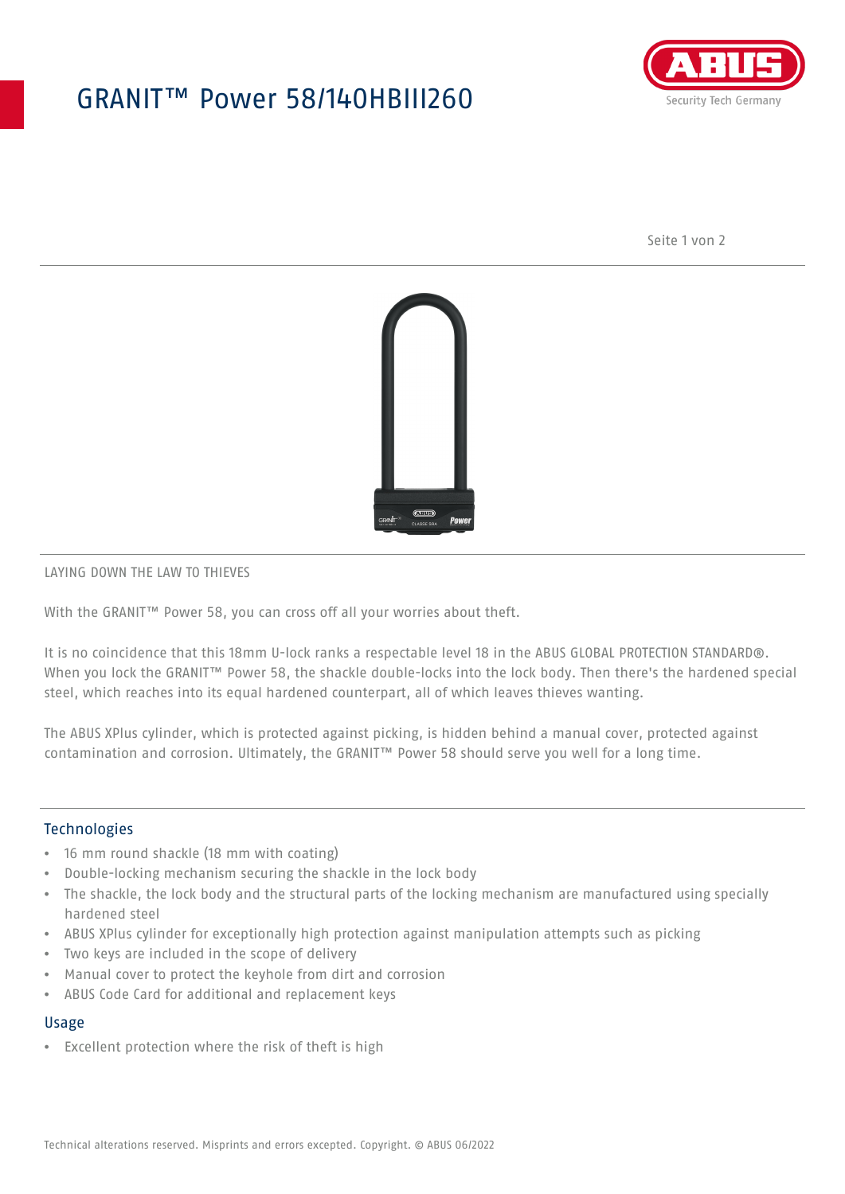# GRANIT™ Power 58/140HBIII260

LAYING DOWN THE LAW TO THIEVES

With the GRANIT™ Power 58, you can cross off all your worries about theft.

It is no coincidence that this 18mm U-lock ranks a respectable level 18 in the ABUS GLOBAL PROTECTION STANDARD®. When you lock the GRANIT™ Power 58, the shackle double-locks into the lock body. Then there's the hardened special steel, which reaches into its equal hardened counterpart, all of which leaves thieves wanting.

The ABUS XPlus cylinder, which is protected against picking, is hidden behind a manual cover, protected against contamination and corrosion. Ultimately, the GRANIT™ Power 58 should serve you well for a long time.

## Technologies

- 16 mm round shackle (18 mm with coating)
- Double-locking mechanism securing the shackle in the lock body
- The shackle, the lock body and the structural parts of the locking mechanism are manufactured using specially hardened steel
- ABUS XPlus cylinder for exceptionally high protection against manipulation attempts such as picking
- Two keys are included in the scope of delivery
- Manual cover to protect the keyhole from dirt and corrosion
- ABUS Code Card for additional and replacement keys

## Usage

- Excellent protection where the risk of theft is high

Technical alterations reserved. Misprints and errors excepted. Copyright. © ABUS 06/2022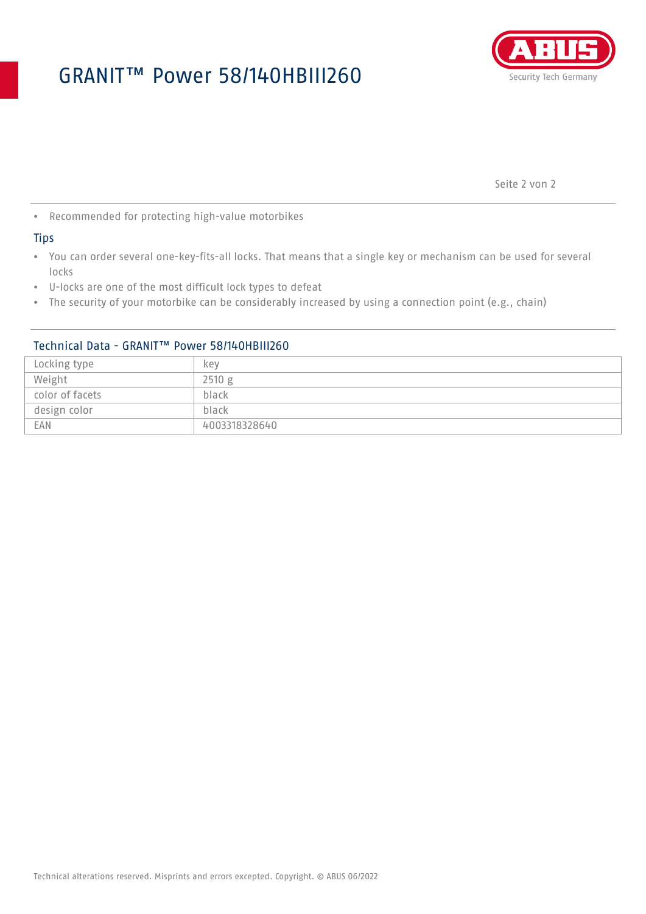- Recommended for protecting high-value motorbikes

## Tips

- You can order several one-key-fits-all locks. That means that a single key or mechanism can be used for several locks
- U-locks are one of the most difficult lock types to defeat
- The security of your motorbike can be considerably increased by using a connection point (e.g., chain)

## Technical Data - GRANIT™ Power 58/140HBIII260

| | |
|---|---|
| Locking type | key |
| Weight | 2510 g |
| color of facets | black |
| design color | black |
| EAN | 4003318328640 |

Technical alterations reserved. Misprints and errors excepted. Copyright. © ABUS 06/2022